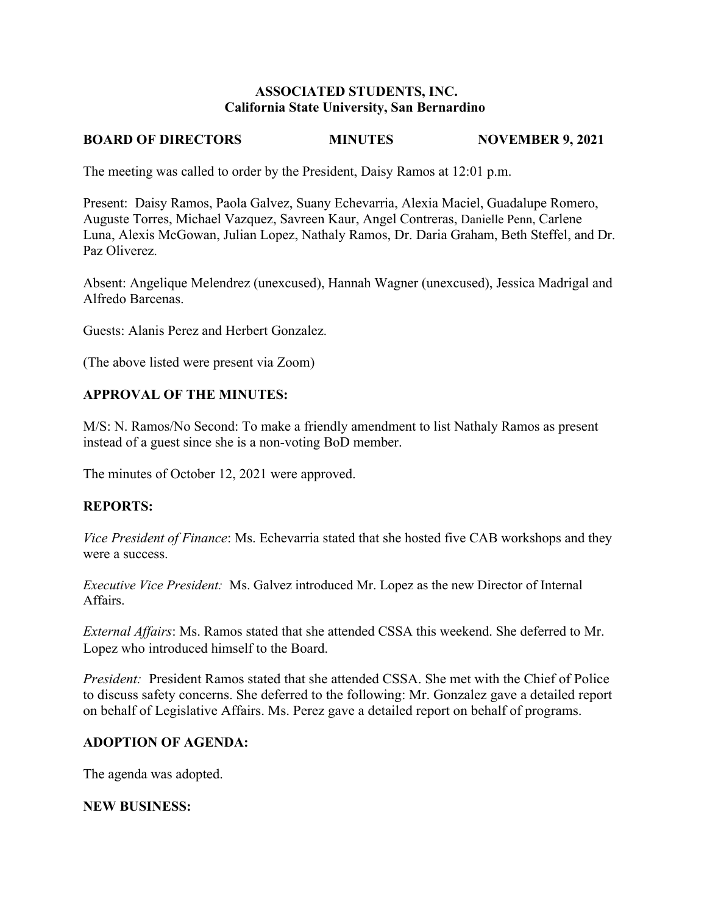**ASSOCIATED STUDENTS, INC.**
**California State University, San Bernardino**

**BOARD OF DIRECTORS MINUTES NOVEMBER 9, 2021**

The meeting was called to order by the President, Daisy Ramos at 12:01 p.m.

Present: Daisy Ramos, Paola Galvez, Suany Echevarria, Alexia Maciel, Guadalupe Romero, Auguste Torres, Michael Vazquez, Savreen Kaur, Angel Contreras, Danielle Penn, Carlene Luna, Alexis McGowan, Julian Lopez, Nathaly Ramos, Dr. Daria Graham, Beth Steffel, and Dr. Paz Oliverez.

Absent: Angelique Melendrez (unexcused), Hannah Wagner (unexcused), Jessica Madrigal and Alfredo Barcenas.

Guests: Alanis Perez and Herbert Gonzalez.

(The above listed were present via Zoom)

## APPROVAL OF THE MINUTES:

M/S: N. Ramos/No Second: To make a friendly amendment to list Nathaly Ramos as present instead of a guest since she is a non-voting BoD member.

The minutes of October 12, 2021 were approved.

## REPORTS:

*Vice President of Finance*: Ms. Echevarria stated that she hosted five CAB workshops and they were a success.

*Executive Vice President:* Ms. Galvez introduced Mr. Lopez as the new Director of Internal Affairs.

*External Affairs*: Ms. Ramos stated that she attended CSSA this weekend. She deferred to Mr. Lopez who introduced himself to the Board.

*President:* President Ramos stated that she attended CSSA. She met with the Chief of Police to discuss safety concerns. She deferred to the following: Mr. Gonzalez gave a detailed report on behalf of Legislative Affairs. Ms. Perez gave a detailed report on behalf of programs.

## ADOPTION OF AGENDA:

The agenda was adopted.

## NEW BUSINESS: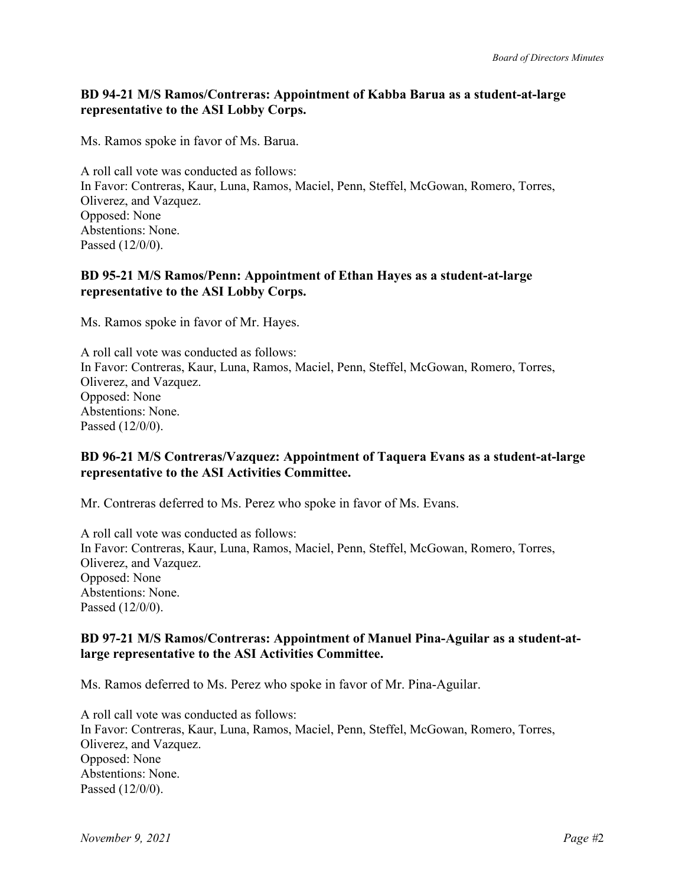**BD 94-21 M/S Ramos/Contreras: Appointment of Kabba Barua as a student-at-large representative to the ASI Lobby Corps.**

Ms. Ramos spoke in favor of Ms. Barua.

A roll call vote was conducted as follows:
In Favor: Contreras, Kaur, Luna, Ramos, Maciel, Penn, Steffel, McGowan, Romero, Torres, Oliverez, and Vazquez.
Opposed: None
Abstentions: None.
Passed (12/0/0).

**BD 95-21 M/S Ramos/Penn: Appointment of Ethan Hayes as a student-at-large representative to the ASI Lobby Corps.**

Ms. Ramos spoke in favor of Mr. Hayes.

A roll call vote was conducted as follows:
In Favor: Contreras, Kaur, Luna, Ramos, Maciel, Penn, Steffel, McGowan, Romero, Torres, Oliverez, and Vazquez.
Opposed: None
Abstentions: None.
Passed (12/0/0).

**BD 96-21 M/S Contreras/Vazquez: Appointment of Taquera Evans as a student-at-large representative to the ASI Activities Committee.**

Mr. Contreras deferred to Ms. Perez who spoke in favor of Ms. Evans.

A roll call vote was conducted as follows:
In Favor: Contreras, Kaur, Luna, Ramos, Maciel, Penn, Steffel, McGowan, Romero, Torres, Oliverez, and Vazquez.
Opposed: None
Abstentions: None.
Passed (12/0/0).

**BD 97-21 M/S Ramos/Contreras: Appointment of Manuel Pina-Aguilar as a student-at-large representative to the ASI Activities Committee.**

Ms. Ramos deferred to Ms. Perez who spoke in favor of Mr. Pina-Aguilar.

A roll call vote was conducted as follows:
In Favor: Contreras, Kaur, Luna, Ramos, Maciel, Penn, Steffel, McGowan, Romero, Torres, Oliverez, and Vazquez.
Opposed: None
Abstentions: None.
Passed (12/0/0).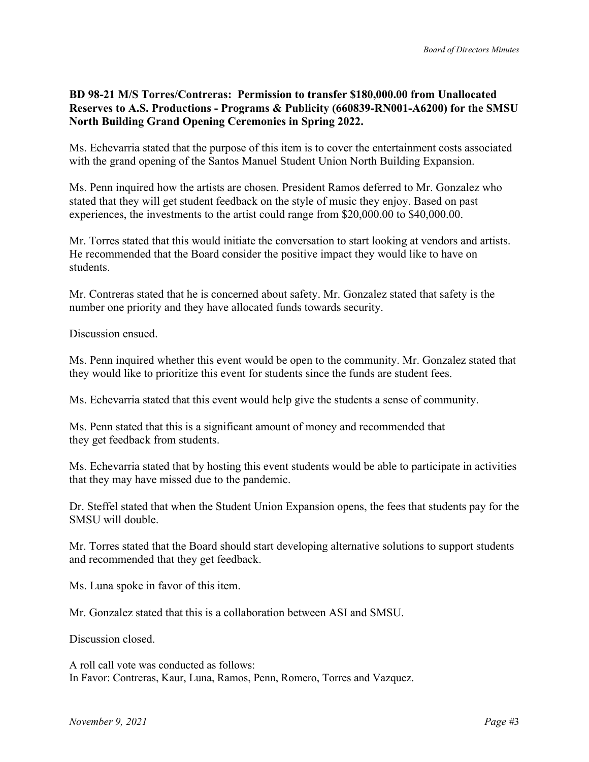**BD 98-21 M/S Torres/Contreras: Permission to transfer $180,000.00 from Unallocated Reserves to A.S. Productions - Programs & Publicity (660839-RN001-A6200) for the SMSU North Building Grand Opening Ceremonies in Spring 2022.**

Ms. Echevarria stated that the purpose of this item is to cover the entertainment costs associated with the grand opening of the Santos Manuel Student Union North Building Expansion.

Ms. Penn inquired how the artists are chosen. President Ramos deferred to Mr. Gonzalez who stated that they will get student feedback on the style of music they enjoy. Based on past experiences, the investments to the artist could range from $20,000.00 to $40,000.00.

Mr. Torres stated that this would initiate the conversation to start looking at vendors and artists. He recommended that the Board consider the positive impact they would like to have on students.

Mr. Contreras stated that he is concerned about safety. Mr. Gonzalez stated that safety is the number one priority and they have allocated funds towards security.

Discussion ensued.

Ms. Penn inquired whether this event would be open to the community. Mr. Gonzalez stated that they would like to prioritize this event for students since the funds are student fees.

Ms. Echevarria stated that this event would help give the students a sense of community.

Ms. Penn stated that this is a significant amount of money and recommended that they get feedback from students.

Ms. Echevarria stated that by hosting this event students would be able to participate in activities that they may have missed due to the pandemic.

Dr. Steffel stated that when the Student Union Expansion opens, the fees that students pay for the SMSU will double.

Mr. Torres stated that the Board should start developing alternative solutions to support students and recommended that they get feedback.

Ms. Luna spoke in favor of this item.

Mr. Gonzalez stated that this is a collaboration between ASI and SMSU.

Discussion closed.

A roll call vote was conducted as follows:
In Favor: Contreras, Kaur, Luna, Ramos, Penn, Romero, Torres and Vazquez.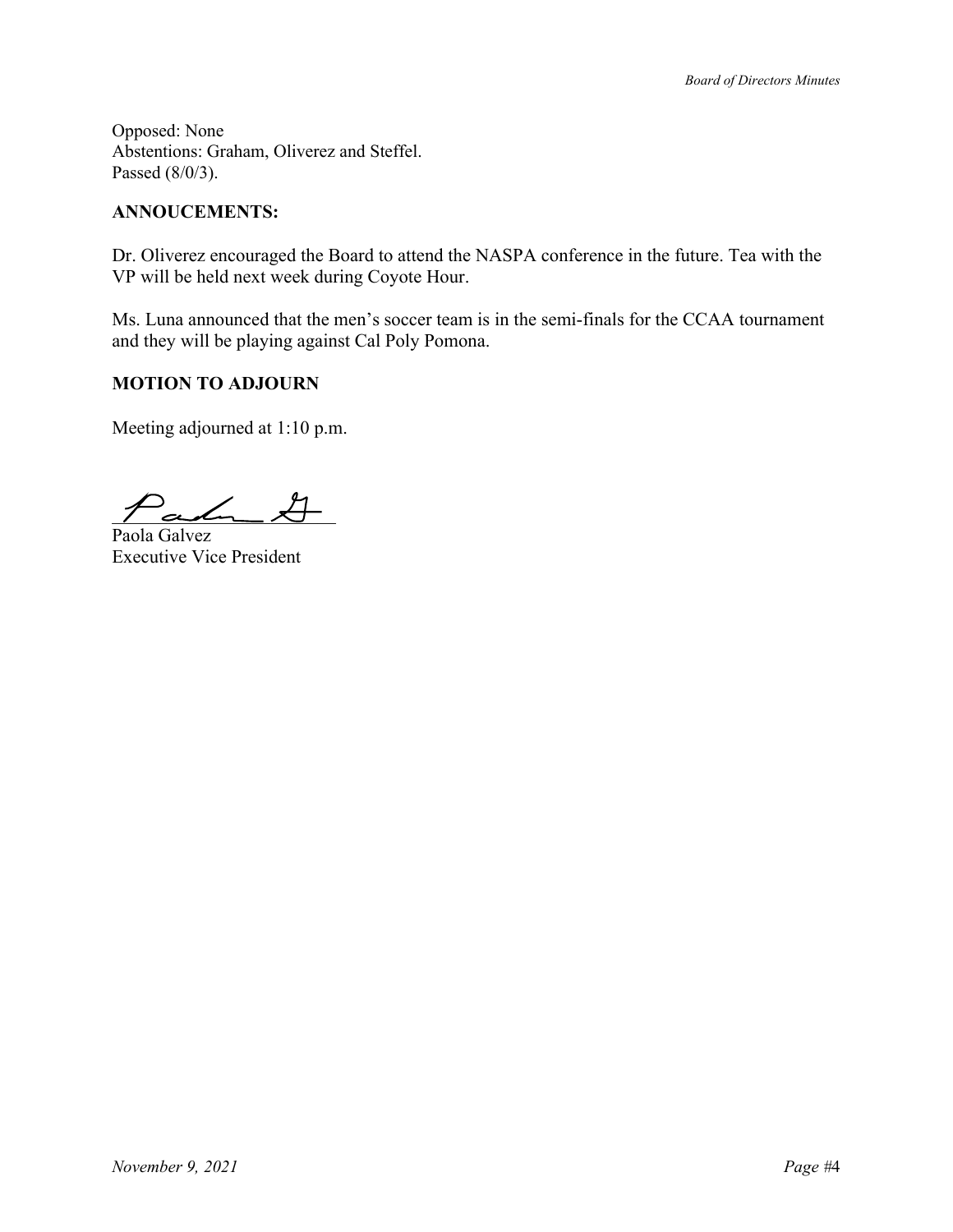Opposed: None
Abstentions: Graham, Oliverez and Steffel.
Passed (8/0/3).

**ANNOUCEMENTS:**

Dr. Oliverez encouraged the Board to attend the NASPA conference in the future. Tea with the VP will be held next week during Coyote Hour.

Ms. Luna announced that the men's soccer team is in the semi-finals for the CCAA tournament and they will be playing against Cal Poly Pomona.

**MOTION TO ADJOURN**

Meeting adjourned at 1:10 p.m.

Paola Galvez
Executive Vice President